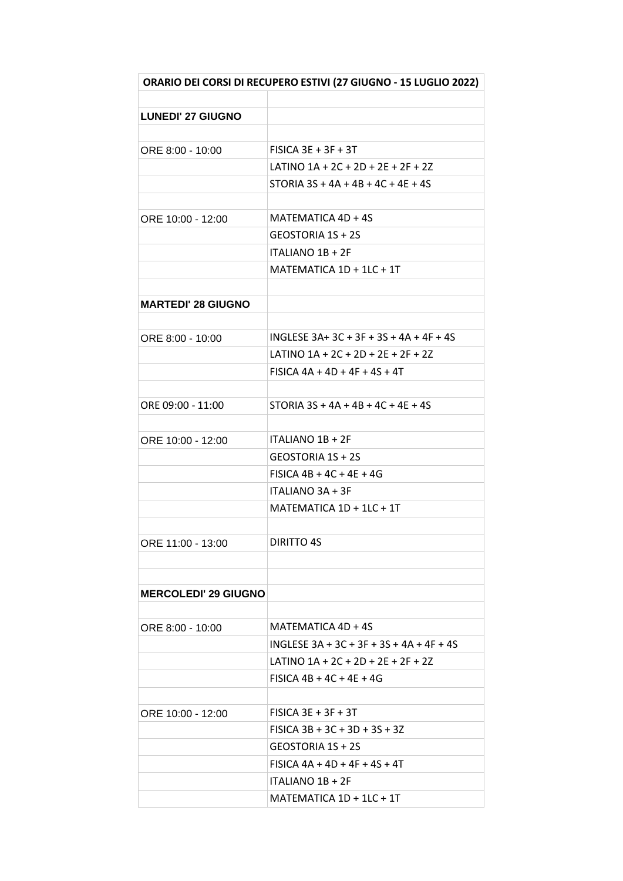| ORARIO DEI CORSI DI RECUPERO ESTIVI (27 GIUGNO - 15 LUGLIO 2022) | |
| --- | --- |
| | |
| **LUNEDI' 27 GIUGNO** | |
| | |
| ORE 8:00 - 10:00 | FISICA 3E + 3F + 3T |
| | LATINO 1A + 2C + 2D + 2E + 2F + 2Z |
| | STORIA 3S + 4A + 4B + 4C + 4E + 4S |
| | |
| ORE 10:00 - 12:00 | MATEMATICA 4D + 4S |
| | GEOSTORIA 1S + 2S |
| | ITALIANO 1B + 2F |
| | MATEMATICA 1D + 1LC + 1T |
| | |
| **MARTEDI' 28 GIUGNO** | |
| | |
| ORE 8:00 - 10:00 | INGLESE 3A+ 3C + 3F + 3S + 4A + 4F + 4S |
| | LATINO 1A + 2C + 2D + 2E + 2F + 2Z |
| | FISICA 4A + 4D + 4F + 4S + 4T |
| | |
| ORE 09:00 - 11:00 | STORIA 3S + 4A + 4B + 4C + 4E + 4S |
| | |
| ORE 10:00 - 12:00 | ITALIANO 1B + 2F |
| | GEOSTORIA 1S + 2S |
| | FISICA 4B + 4C + 4E + 4G |
| | ITALIANO 3A + 3F |
| | MATEMATICA 1D + 1LC + 1T |
| | |
| ORE 11:00 - 13:00 | DIRITTO 4S |
| | |
| | |
| **MERCOLEDI' 29 GIUGNO** | |
| | |
| ORE 8:00 - 10:00 | MATEMATICA 4D + 4S |
| | INGLESE 3A + 3C + 3F + 3S + 4A + 4F + 4S |
| | LATINO 1A + 2C + 2D + 2E + 2F + 2Z |
| | FISICA 4B + 4C + 4E + 4G |
| | |
| ORE 10:00 - 12:00 | FISICA 3E + 3F + 3T |
| | FISICA 3B + 3C + 3D + 3S + 3Z |
| | GEOSTORIA 1S + 2S |
| | FISICA 4A + 4D + 4F + 4S + 4T |
| | ITALIANO 1B + 2F |
| | MATEMATICA 1D + 1LC + 1T |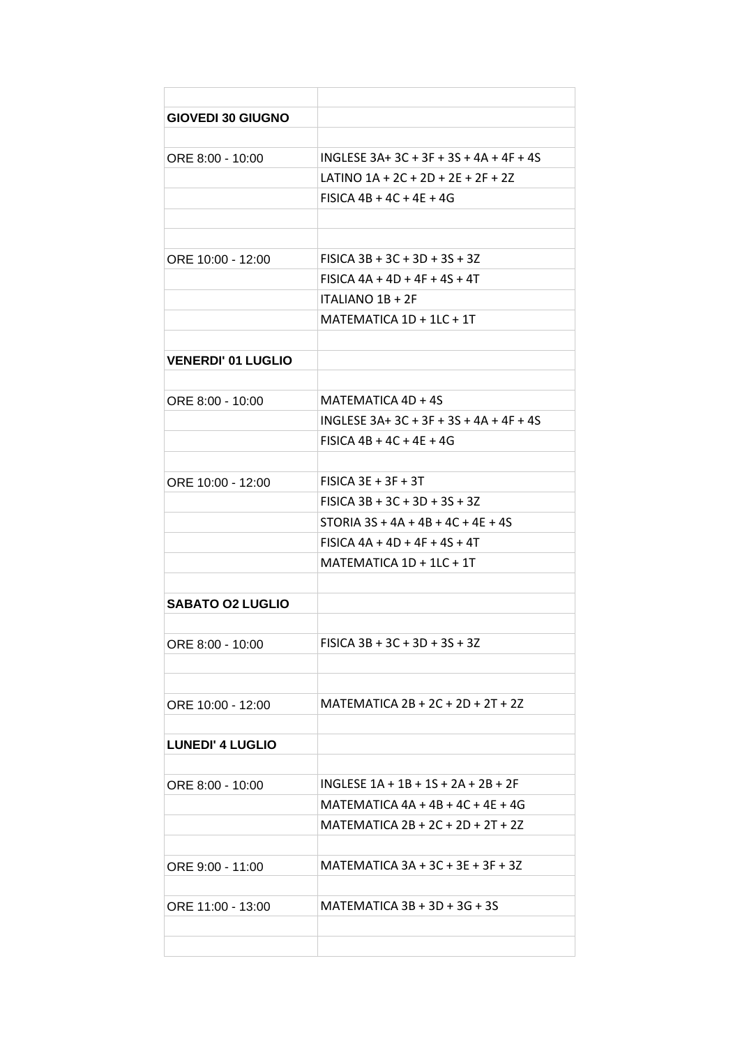| | |
|---|---|
| | |
| **GIOVEDI 30 GIUGNO** | |
| | |
| ORE 8:00 - 10:00 | INGLESE 3A+ 3C + 3F + 3S + 4A + 4F + 4S |
| | LATINO 1A + 2C + 2D + 2E + 2F + 2Z |
| | FISICA 4B + 4C + 4E + 4G |
| | |
| | |
| ORE 10:00 - 12:00 | FISICA 3B + 3C + 3D + 3S + 3Z |
| | FISICA 4A + 4D + 4F + 4S + 4T |
| | ITALIANO 1B + 2F |
| | MATEMATICA 1D + 1LC + 1T |
| | |
| **VENERDI' 01 LUGLIO** | |
| | |
| ORE 8:00 - 10:00 | MATEMATICA 4D + 4S |
| | INGLESE 3A+ 3C + 3F + 3S + 4A + 4F + 4S |
| | FISICA 4B + 4C + 4E + 4G |
| | |
| ORE 10:00 - 12:00 | FISICA 3E + 3F + 3T |
| | FISICA 3B + 3C + 3D + 3S + 3Z |
| | STORIA 3S + 4A + 4B + 4C + 4E + 4S |
| | FISICA 4A + 4D + 4F + 4S + 4T |
| | MATEMATICA 1D + 1LC + 1T |
| | |
| **SABATO O2 LUGLIO** | |
| | |
| ORE 8:00 - 10:00 | FISICA 3B + 3C + 3D + 3S + 3Z |
| | |
| | |
| ORE 10:00 - 12:00 | MATEMATICA 2B + 2C + 2D + 2T + 2Z |
| | |
| **LUNEDI' 4 LUGLIO** | |
| | |
| ORE 8:00 - 10:00 | INGLESE 1A + 1B + 1S + 2A + 2B + 2F |
| | MATEMATICA 4A + 4B + 4C + 4E + 4G |
| | MATEMATICA 2B + 2C + 2D + 2T + 2Z |
| | |
| ORE 9:00 - 11:00 | MATEMATICA 3A + 3C + 3E + 3F + 3Z |
| | |
| ORE 11:00 - 13:00 | MATEMATICA 3B + 3D + 3G + 3S |
| | |
| | |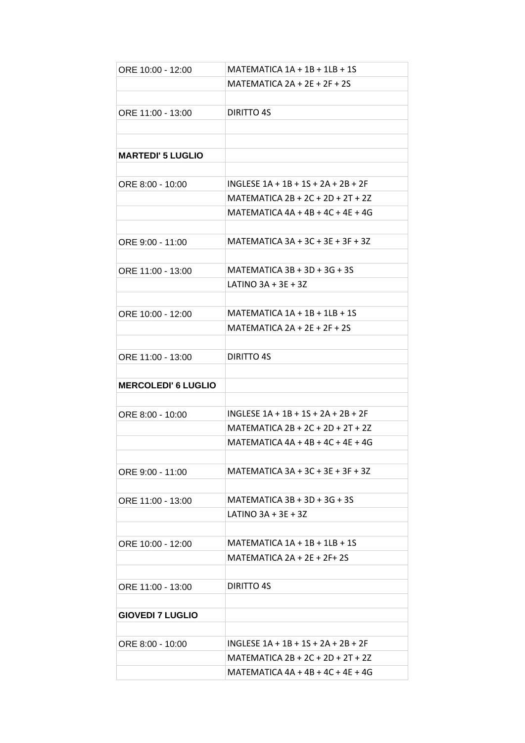| | |
|---|---|
| ORE 10:00 - 12:00 | MATEMATICA 1A + 1B + 1LB + 1S |
| | MATEMATICA 2A + 2E + 2F + 2S |
| | |
| ORE 11:00 - 13:00 | DIRITTO 4S |
| | |
| | |
| **MARTEDI' 5 LUGLIO** | |
| | |
| ORE 8:00 - 10:00 | INGLESE 1A + 1B + 1S + 2A + 2B + 2F |
| | MATEMATICA 2B + 2C + 2D + 2T + 2Z |
| | MATEMATICA 4A + 4B + 4C + 4E + 4G |
| | |
| ORE 9:00 - 11:00 | MATEMATICA 3A + 3C + 3E + 3F + 3Z |
| | |
| ORE 11:00 - 13:00 | MATEMATICA 3B + 3D + 3G + 3S |
| | LATINO 3A + 3E + 3Z |
| | |
| ORE 10:00 - 12:00 | MATEMATICA 1A + 1B + 1LB + 1S |
| | MATEMATICA 2A + 2E + 2F + 2S |
| | |
| ORE 11:00 - 13:00 | DIRITTO 4S |
| | |
| **MERCOLEDI' 6 LUGLIO** | |
| | |
| ORE 8:00 - 10:00 | INGLESE 1A + 1B + 1S + 2A + 2B + 2F |
| | MATEMATICA 2B + 2C + 2D + 2T + 2Z |
| | MATEMATICA 4A + 4B + 4C + 4E + 4G |
| | |
| ORE 9:00 - 11:00 | MATEMATICA 3A + 3C + 3E + 3F + 3Z |
| | |
| ORE 11:00 - 13:00 | MATEMATICA 3B + 3D + 3G + 3S |
| | LATINO 3A + 3E + 3Z |
| | |
| ORE 10:00 - 12:00 | MATEMATICA 1A + 1B + 1LB + 1S |
| | MATEMATICA 2A + 2E + 2F+ 2S |
| | |
| ORE 11:00 - 13:00 | DIRITTO 4S |
| | |
| **GIOVEDI 7 LUGLIO** | |
| | |
| ORE 8:00 - 10:00 | INGLESE 1A + 1B + 1S + 2A + 2B + 2F |
| | MATEMATICA 2B + 2C + 2D + 2T + 2Z |
| | MATEMATICA 4A + 4B + 4C + 4E + 4G |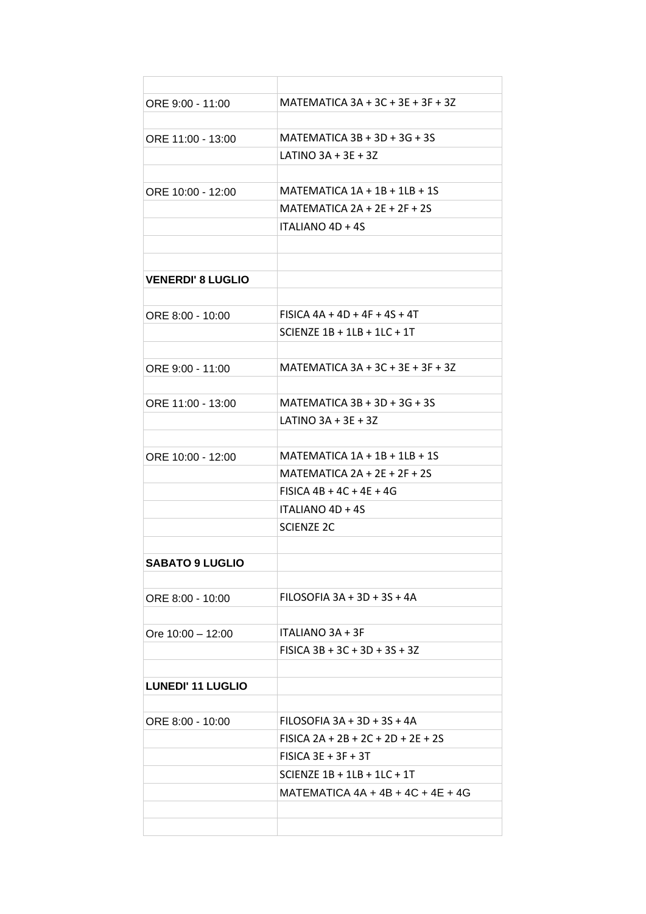| | |
|---|---|
| | |
| ORE 9:00 - 11:00 | MATEMATICA 3A + 3C + 3E + 3F + 3Z |
| | |
| ORE 11:00 - 13:00 | MATEMATICA 3B + 3D + 3G + 3S |
| | LATINO 3A + 3E + 3Z |
| | |
| ORE 10:00 - 12:00 | MATEMATICA 1A + 1B + 1LB + 1S |
| | MATEMATICA 2A + 2E + 2F + 2S |
| | ITALIANO 4D + 4S |
| | |
| | |
| **VENERDI' 8 LUGLIO** | |
| | |
| ORE 8:00 - 10:00 | FISICA 4A + 4D + 4F + 4S + 4T |
| | SCIENZE 1B + 1LB + 1LC + 1T |
| | |
| ORE 9:00 - 11:00 | MATEMATICA 3A + 3C + 3E + 3F + 3Z |
| | |
| ORE 11:00 - 13:00 | MATEMATICA 3B + 3D + 3G + 3S |
| | LATINO 3A + 3E + 3Z |
| | |
| ORE 10:00 - 12:00 | MATEMATICA 1A + 1B + 1LB + 1S |
| | MATEMATICA 2A + 2E + 2F + 2S |
| | FISICA 4B + 4C + 4E + 4G |
| | ITALIANO 4D + 4S |
| | SCIENZE 2C |
| | |
| **SABATO 9 LUGLIO** | |
| | |
| ORE 8:00 - 10:00 | FILOSOFIA 3A + 3D + 3S + 4A |
| | |
| Ore 10:00 – 12:00 | ITALIANO 3A + 3F |
| | FISICA 3B + 3C + 3D + 3S + 3Z |
| | |
| **LUNEDI' 11 LUGLIO** | |
| | |
| ORE 8:00 - 10:00 | FILOSOFIA 3A + 3D + 3S + 4A |
| | FISICA 2A + 2B + 2C + 2D + 2E + 2S |
| | FISICA 3E + 3F + 3T |
| | SCIENZE 1B + 1LB + 1LC + 1T |
| | MATEMATICA 4A + 4B + 4C + 4E + 4G |
| | |
| | |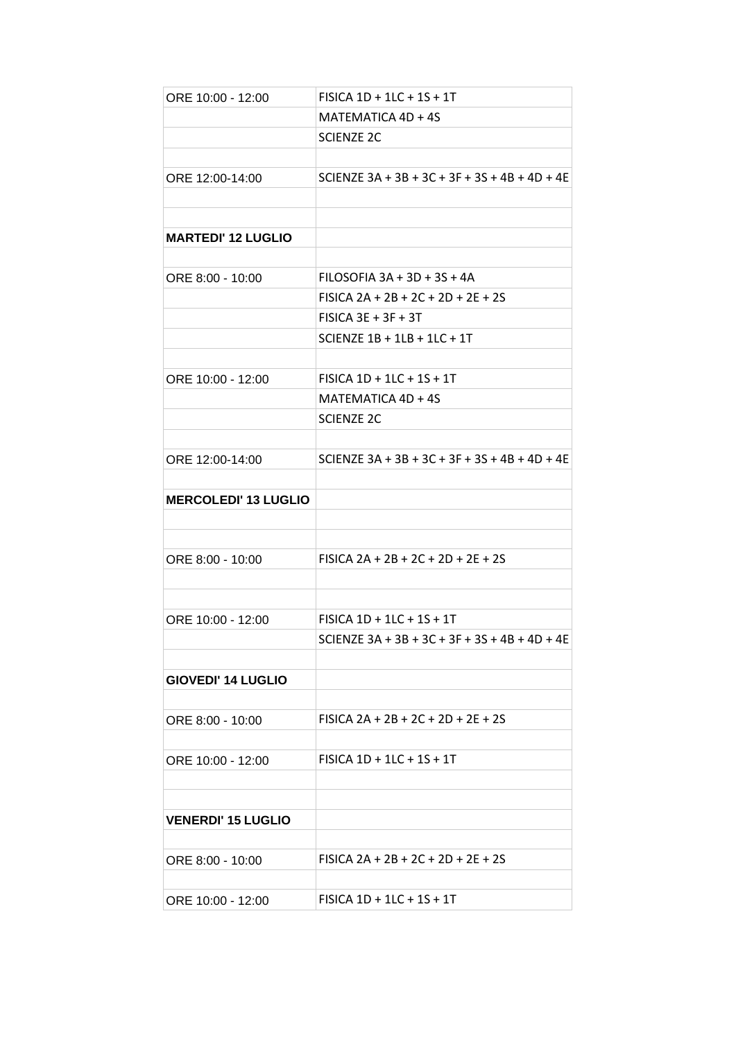| | |
|---|---|
| ORE 10:00 - 12:00 | FISICA 1D + 1LC + 1S + 1T |
| | MATEMATICA 4D + 4S |
| | SCIENZE 2C |
| | |
| ORE 12:00-14:00 | SCIENZE 3A + 3B + 3C + 3F + 3S + 4B + 4D + 4E |
| | |
| | |
| **MARTEDI' 12 LUGLIO** | |
| | |
| ORE 8:00 - 10:00 | FILOSOFIA 3A + 3D + 3S + 4A |
| | FISICA 2A + 2B + 2C + 2D + 2E + 2S |
| | FISICA 3E + 3F + 3T |
| | SCIENZE 1B + 1LB + 1LC + 1T |
| | |
| ORE 10:00 - 12:00 | FISICA 1D + 1LC + 1S + 1T |
| | MATEMATICA 4D + 4S |
| | SCIENZE 2C |
| | |
| ORE 12:00-14:00 | SCIENZE 3A + 3B + 3C + 3F + 3S + 4B + 4D + 4E |
| | |
| **MERCOLEDI' 13 LUGLIO** | |
| | |
| | |
| ORE 8:00 - 10:00 | FISICA 2A + 2B + 2C + 2D + 2E + 2S |
| | |
| | |
| ORE 10:00 - 12:00 | FISICA 1D + 1LC + 1S + 1T |
| | SCIENZE 3A + 3B + 3C + 3F + 3S + 4B + 4D + 4E |
| | |
| **GIOVEDI' 14 LUGLIO** | |
| | |
| ORE 8:00 - 10:00 | FISICA 2A + 2B + 2C + 2D + 2E + 2S |
| | |
| ORE 10:00 - 12:00 | FISICA 1D + 1LC + 1S + 1T |
| | |
| | |
| **VENERDI' 15 LUGLIO** | |
| | |
| ORE 8:00 - 10:00 | FISICA 2A + 2B + 2C + 2D + 2E + 2S |
| | |
| ORE 10:00 - 12:00 | FISICA 1D + 1LC + 1S + 1T |